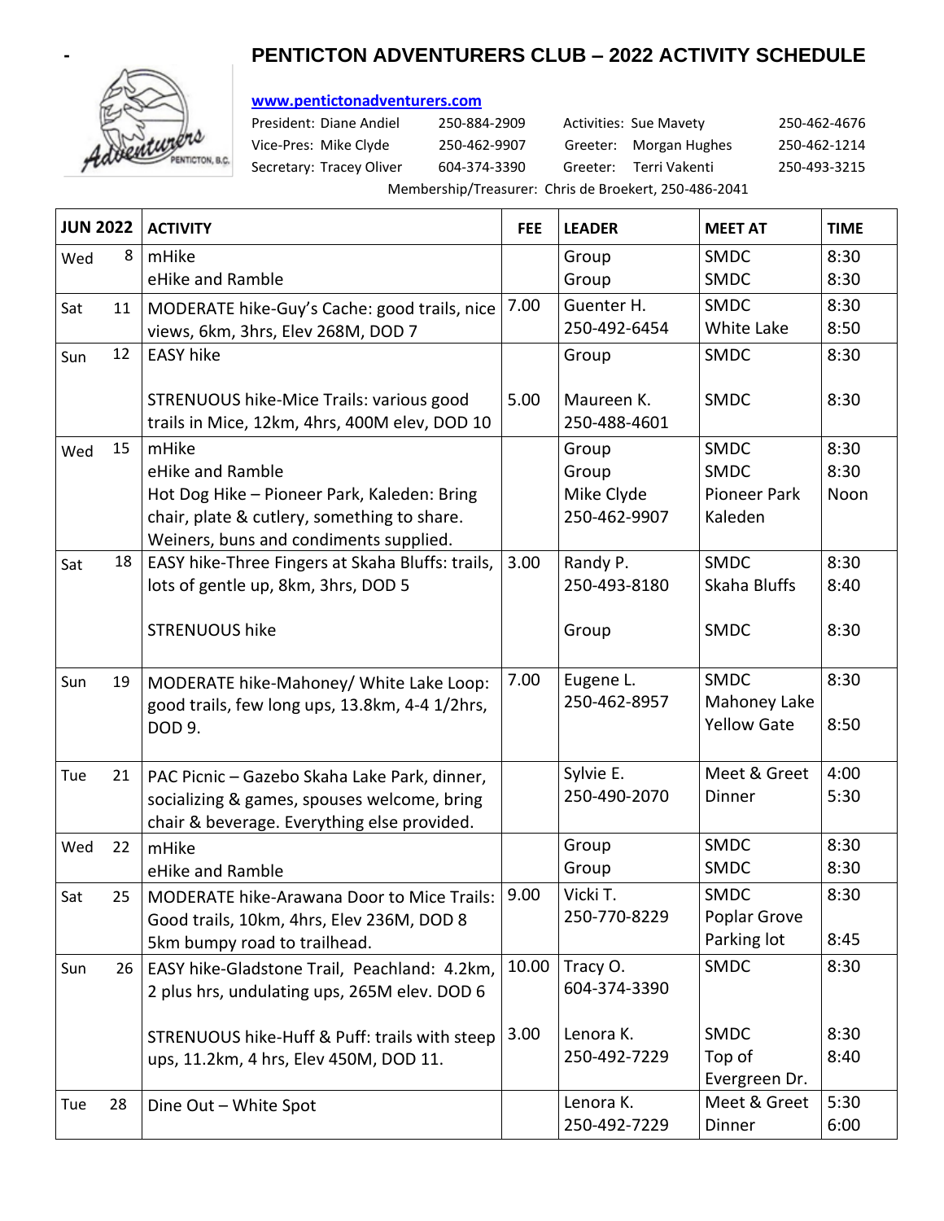# PENTICTON ADVENTURERS CLUB – 2022 ACTIVITY SCHEDULE

**www.pentictonadventurers.com**

| | | | |
|---|---|---|---|
| President: Diane Andiel | 250-884-2909 | Activities: Sue Mavety | 250-462-4676 |
| Vice-Pres: Mike Clyde | 250-462-9907 | Greeter: Morgan Hughes | 250-462-1214 |
| Secretary: Tracey Oliver | 604-374-3390 | Greeter: Terri Vakenti | 250-493-3215 |

Membership/Treasurer: Chris de Broekert, 250-486-2041

| JUN 2022 | | ACTIVITY | FEE | LEADER | MEET AT | TIME |
|---|---|---|---|---|---|---|
| Wed | 8 | mHike<br>eHike and Ramble | | Group<br>Group | SMDC<br>SMDC | 8:30<br>8:30 |
| Sat | 11 | MODERATE hike-Guy's Cache: good trails, nice views, 6km, 3hrs, Elev 268M, DOD 7 | 7.00 | Guenter H.<br>250-492-6454 | SMDC<br>White Lake | 8:30<br>8:50 |
| Sun | 12 | EASY hike | | Group | SMDC | 8:30 |
| | | STRENUOUS hike-Mice Trails: various good trails in Mice, 12km, 4hrs, 400M elev, DOD 10 | 5.00 | Maureen K.<br>250-488-4601 | SMDC | 8:30 |
| Wed | 15 | mHike<br>eHike and Ramble<br>Hot Dog Hike – Pioneer Park, Kaleden: Bring chair, plate & cutlery, something to share. Weiners, buns and condiments supplied. | | Group<br>Group<br>Mike Clyde<br>250-462-9907 | SMDC<br>SMDC<br>Pioneer Park<br>Kaleden | 8:30<br>8:30<br>Noon |
| Sat | 18 | EASY hike-Three Fingers at Skaha Bluffs: trails, lots of gentle up, 8km, 3hrs, DOD 5 | 3.00 | Randy P.<br>250-493-8180 | SMDC<br>Skaha Bluffs | 8:30<br>8:40 |
| | | STRENUOUS hike | | Group | SMDC | 8:30 |
| Sun | 19 | MODERATE hike-Mahoney/ White Lake Loop: good trails, few long ups, 13.8km, 4-4 1/2hrs, DOD 9. | 7.00 | Eugene L.<br>250-462-8957 | SMDC<br>Mahoney Lake<br>Yellow Gate | 8:30<br>8:50 |
| Tue | 21 | PAC Picnic – Gazebo Skaha Lake Park, dinner, socializing & games, spouses welcome, bring chair & beverage. Everything else provided. | | Sylvie E.<br>250-490-2070 | Meet & Greet<br>Dinner | 4:00<br>5:30 |
| Wed | 22 | mHike<br>eHike and Ramble | | Group<br>Group | SMDC<br>SMDC | 8:30<br>8:30 |
| Sat | 25 | MODERATE hike-Arawana Door to Mice Trails: Good trails, 10km, 4hrs, Elev 236M, DOD 8<br>5km bumpy road to trailhead. | 9.00 | Vicki T.<br>250-770-8229 | SMDC<br>Poplar Grove<br>Parking lot | 8:30<br>8:45 |
| Sun | 26 | EASY hike-Gladstone Trail, Peachland: 4.2km, 2 plus hrs, undulating ups, 265M elev. DOD 6 | 10.00 | Tracy O.<br>604-374-3390 | SMDC | 8:30 |
| | | STRENUOUS hike-Huff & Puff: trails with steep ups, 11.2km, 4 hrs, Elev 450M, DOD 11. | 3.00 | Lenora K.<br>250-492-7229 | SMDC<br>Top of<br>Evergreen Dr. | 8:30<br>8:40 |
| Tue | 28 | Dine Out – White Spot | | Lenora K.<br>250-492-7229 | Meet & Greet<br>Dinner | 5:30<br>6:00 |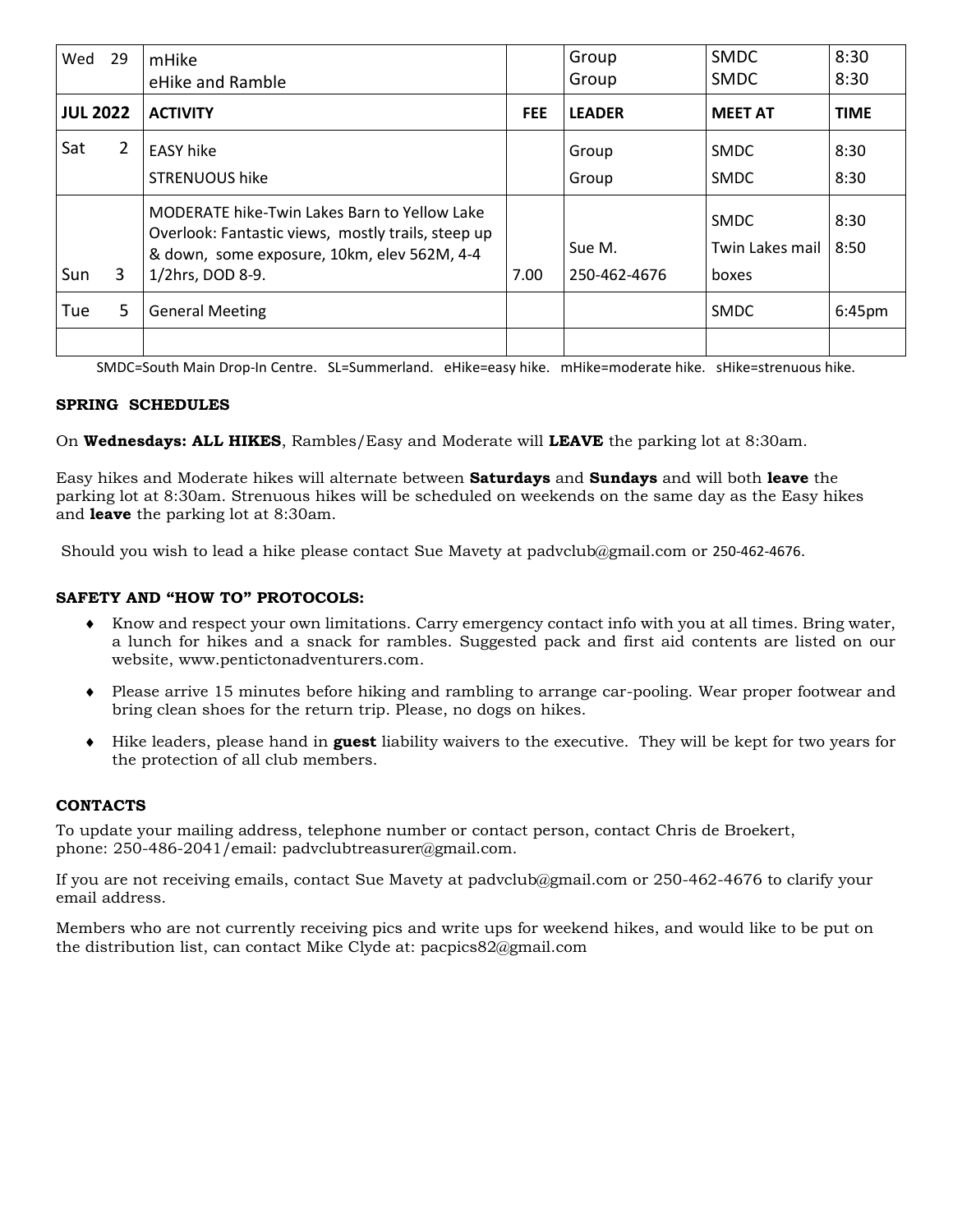| | | | | | |
|---|---|---|---|---|---|
| Wed 29 | mHike<br>eHike and Ramble | | Group<br>Group | SMDC<br>SMDC | 8:30<br>8:30 |
| **JUL 2022** | **ACTIVITY** | **FEE** | **LEADER** | **MEET AT** | **TIME** |
| Sat 2 | EASY hike<br>STRENUOUS hike | | Group<br>Group | SMDC<br>SMDC | 8:30<br>8:30 |
| Sun 3 | MODERATE hike-Twin Lakes Barn to Yellow Lake Overlook: Fantastic views, mostly trails, steep up & down, some exposure, 10km, elev 562M, 4-4 1/2hrs, DOD 8-9. | 7.00 | Sue M.<br>250-462-4676 | SMDC<br>Twin Lakes mail boxes | 8:30<br>8:50 |
| Tue 5 | General Meeting | | | SMDC | 6:45pm |
| | | | | | |

SMDC=South Main Drop-In Centre. SL=Summerland. eHike=easy hike. mHike=moderate hike. sHike=strenuous hike.

**SPRING SCHEDULES**

On **Wednesdays: ALL HIKES**, Rambles/Easy and Moderate will **LEAVE** the parking lot at 8:30am.

Easy hikes and Moderate hikes will alternate between **Saturdays** and **Sundays** and will both **leave** the parking lot at 8:30am. Strenuous hikes will be scheduled on weekends on the same day as the Easy hikes and **leave** the parking lot at 8:30am.

Should you wish to lead a hike please contact Sue Mavety at padvclub@gmail.com or 250-462-4676.

**SAFETY AND "HOW TO" PROTOCOLS:**

- Know and respect your own limitations. Carry emergency contact info with you at all times. Bring water, a lunch for hikes and a snack for rambles. Suggested pack and first aid contents are listed on our website, www.pentictonadventurers.com.
- Please arrive 15 minutes before hiking and rambling to arrange car-pooling. Wear proper footwear and bring clean shoes for the return trip. Please, no dogs on hikes.
- Hike leaders, please hand in **guest** liability waivers to the executive. They will be kept for two years for the protection of all club members.

**CONTACTS**

To update your mailing address, telephone number or contact person, contact Chris de Broekert, phone: 250-486-2041/email: padvclubtreasurer@gmail.com.

If you are not receiving emails, contact Sue Mavety at padvclub@gmail.com or 250-462-4676 to clarify your email address.

Members who are not currently receiving pics and write ups for weekend hikes, and would like to be put on the distribution list, can contact Mike Clyde at: pacpics82@gmail.com